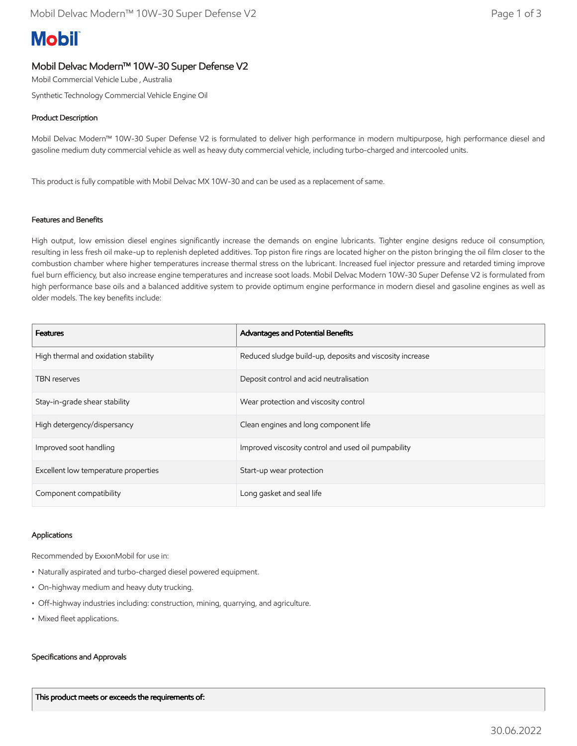# Mobil

## Mobil Delvac Modern™ 10W-30 Super Defense V2

Mobil Commercial Vehicle Lube , Australia

Synthetic Technology Commercial Vehicle Engine Oil

### Product Description

Mobil Delvac Modern™ 10W-30 Super Defense V2 is formulated to deliver high performance in modern multipurpose, high performance diesel and gasoline medium duty commercial vehicle as well as heavy duty commercial vehicle, including turbo-charged and intercooled units.

This product is fully compatible with Mobil Delvac MX 10W-30 and can be used as a replacement of same.

### Features and Benefits

High output, low emission diesel engines significantly increase the demands on engine lubricants. Tighter engine designs reduce oil consumption, resulting in less fresh oil make-up to replenish depleted additives. Top piston fire rings are located higher on the piston bringing the oil film closer to the combustion chamber where higher temperatures increase thermal stress on the lubricant. Increased fuel injector pressure and retarded timing improve fuel burn efficiency, but also increase engine temperatures and increase soot loads. Mobil Delvac Modern 10W-30 Super Defense V2 is formulated from high performance base oils and a balanced additive system to provide optimum engine performance in modern diesel and gasoline engines as well as older models. The key benefits include:

| Features | Advantages and Potential Benefits |
|---|---|
| High thermal and oxidation stability | Reduced sludge build-up, deposits and viscosity increase |
| TBN reserves | Deposit control and acid neutralisation |
| Stay-in-grade shear stability | Wear protection and viscosity control |
| High detergency/dispersancy | Clean engines and long component life |
| Improved soot handling | Improved viscosity control and used oil pumpability |
| Excellent low temperature properties | Start-up wear protection |
| Component compatibility | Long gasket and seal life |

### Applications

Recommended by ExxonMobil for use in:

- Naturally aspirated and turbo-charged diesel powered equipment.
- On-highway medium and heavy duty trucking.
- Off-highway industries including: construction, mining, quarrying, and agriculture.
- Mixed fleet applications.

### Specifications and Approvals

| This product meets or exceeds the requirements of: |
|---|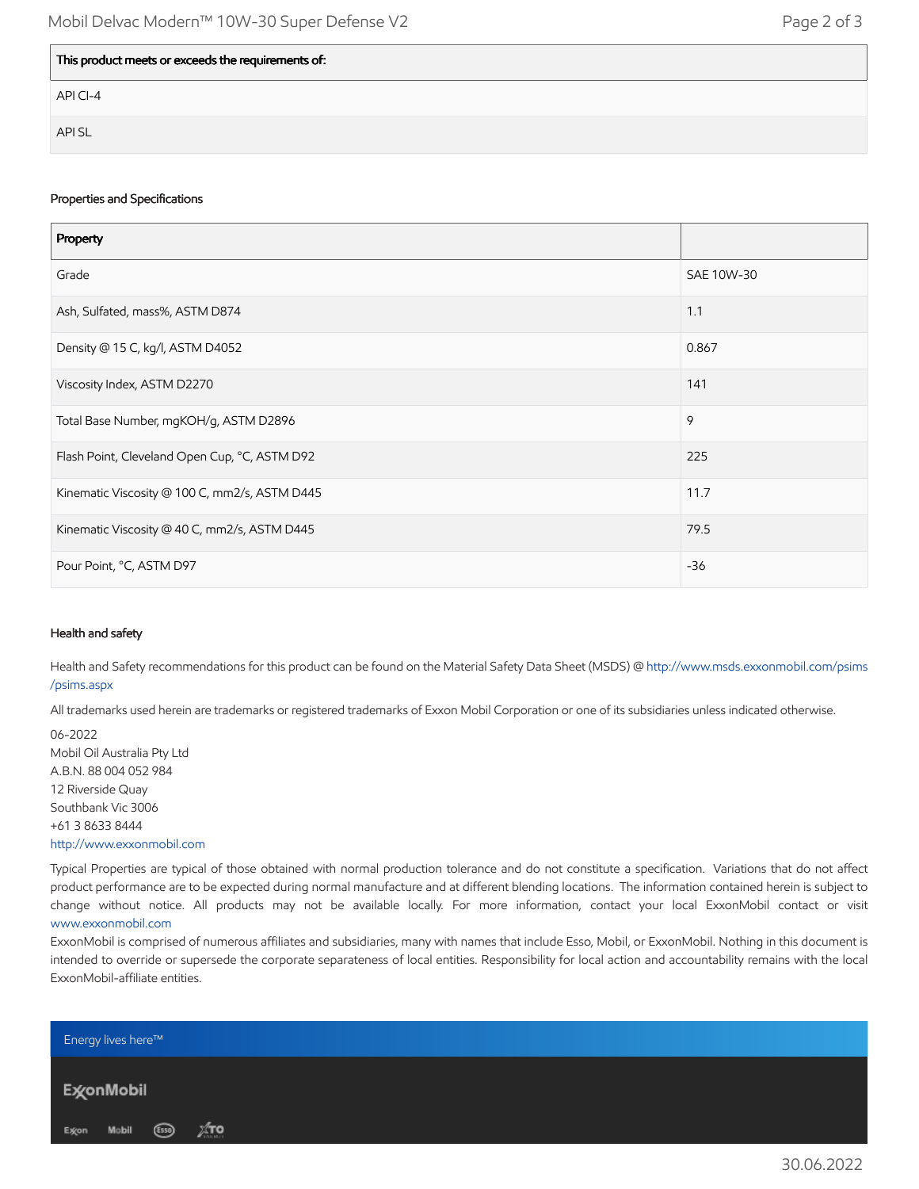| This product meets or exceeds the requirements of: |
| --- |
| API CI-4 |
| API SL |

## Properties and Specifications

| Property | |
| --- | --- |
| Grade | SAE 10W-30 |
| Ash, Sulfated, mass%, ASTM D874 | 1.1 |
| Density @ 15 C, kg/l, ASTM D4052 | 0.867 |
| Viscosity Index, ASTM D2270 | 141 |
| Total Base Number, mgKOH/g, ASTM D2896 | 9 |
| Flash Point, Cleveland Open Cup, °C, ASTM D92 | 225 |
| Kinematic Viscosity @ 100 C, mm2/s, ASTM D445 | 11.7 |
| Kinematic Viscosity @ 40 C, mm2/s, ASTM D445 | 79.5 |
| Pour Point, °C, ASTM D97 | -36 |

## Health and safety

Health and Safety recommendations for this product can be found on the Material Safety Data Sheet (MSDS) @ http://www.msds.exxonmobil.com/psims/psims.aspx

All trademarks used herein are trademarks or registered trademarks of Exxon Mobil Corporation or one of its subsidiaries unless indicated otherwise.

06-2022
Mobil Oil Australia Pty Ltd
A.B.N. 88 004 052 984
12 Riverside Quay
Southbank Vic 3006
+61 3 8633 8444
http://www.exxonmobil.com

Typical Properties are typical of those obtained with normal production tolerance and do not constitute a specification. Variations that do not affect product performance are to be expected during normal manufacture and at different blending locations. The information contained herein is subject to change without notice. All products may not be available locally. For more information, contact your local ExxonMobil contact or visit www.exxonmobil.com

ExxonMobil is comprised of numerous affiliates and subsidiaries, many with names that include Esso, Mobil, or ExxonMobil. Nothing in this document is intended to override or supersede the corporate separateness of local entities. Responsibility for local action and accountability remains with the local ExxonMobil-affiliate entities.

Energy lives here™

ExxonMobil

Exxon Mobil Esso XTO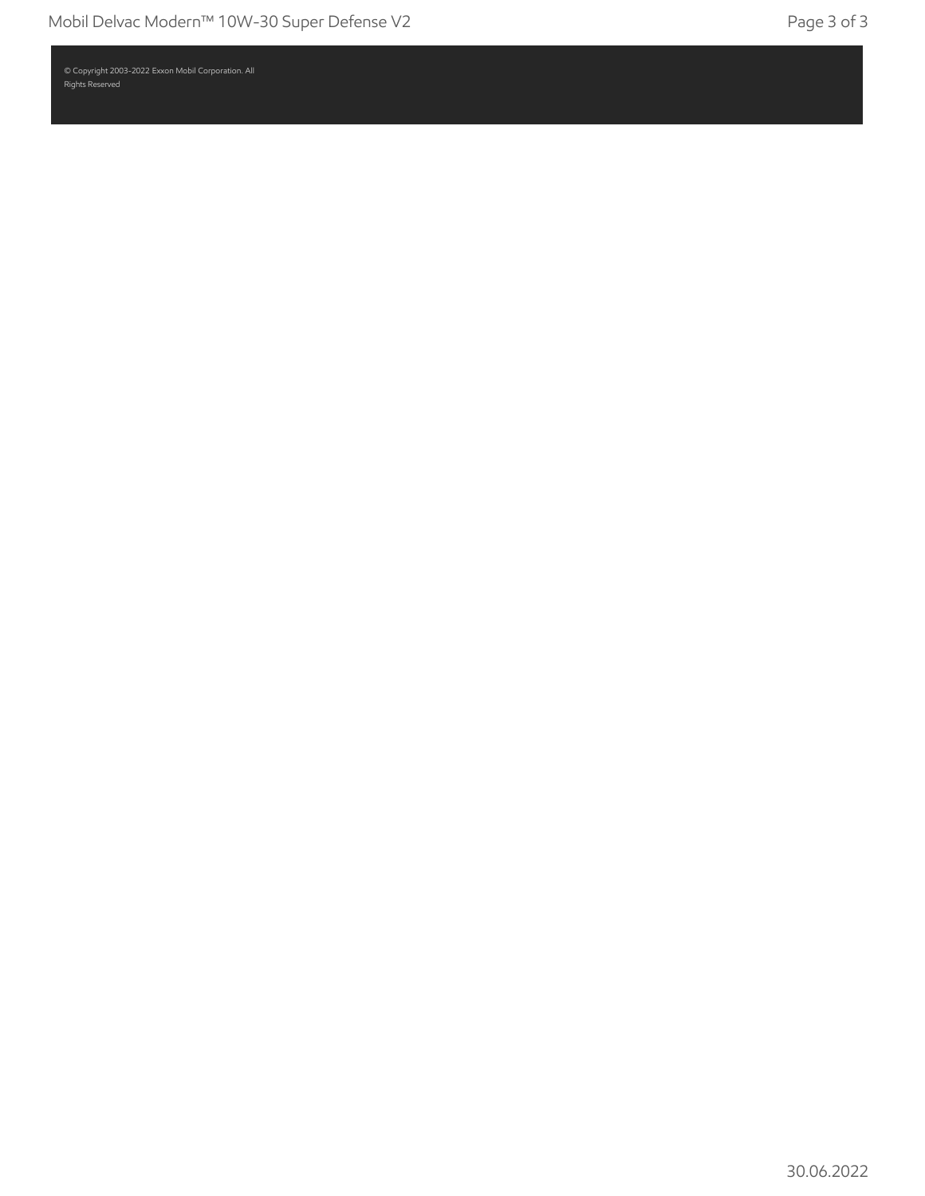© Copyright 2003-2022 Exxon Mobil Corporation. All Rights Reserved